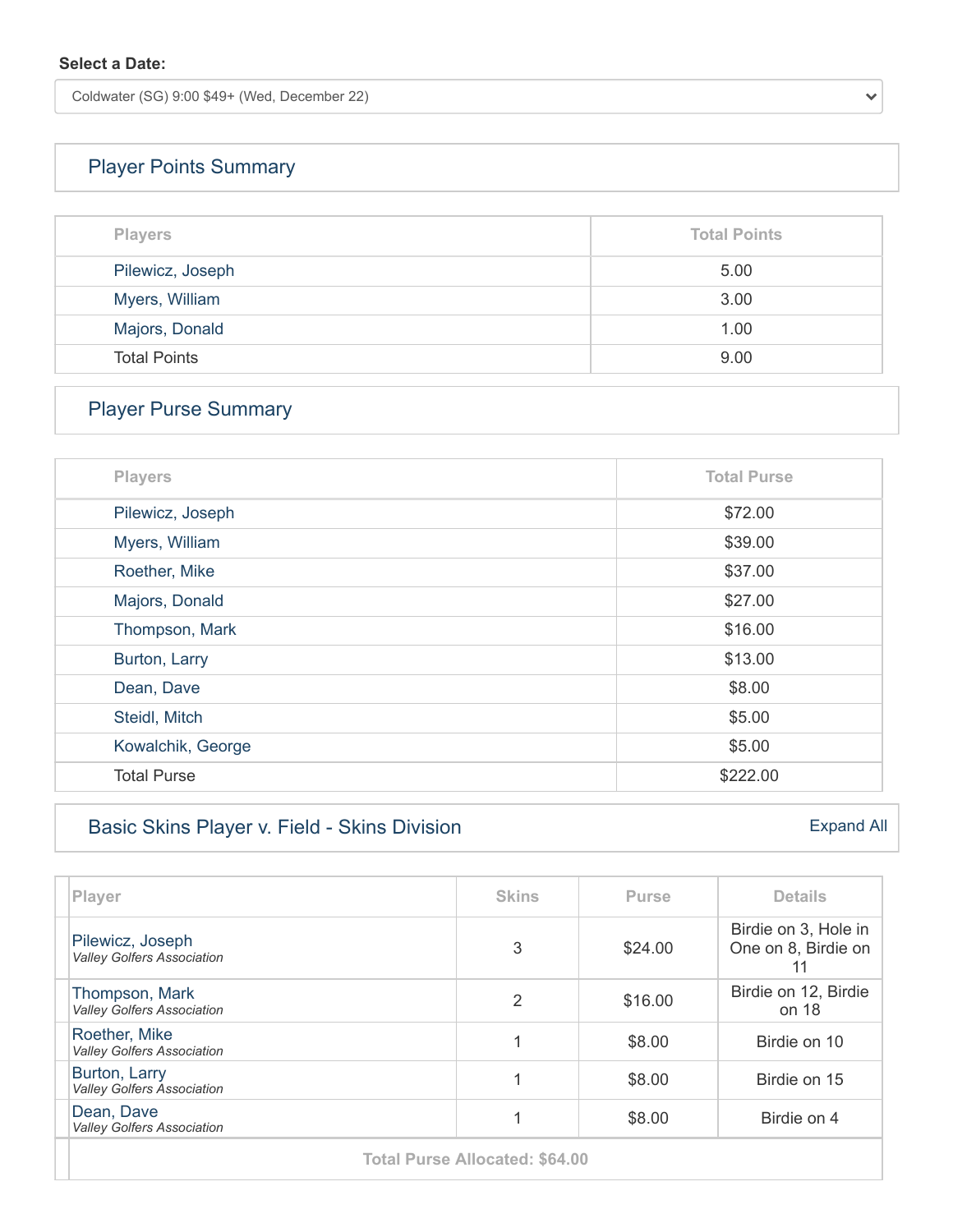**Select a Date:**

Coldwater (SG) 9:00 $49+ (Wed, December 22)

## Player Points Summary

| Players | Total Points |
|---|---|
| Pilewicz, Joseph | 5.00 |
| Myers, William | 3.00 |
| Majors, Donald | 1.00 |
| Total Points | 9.00 |

## Player Purse Summary

| Players | Total Purse |
|---|---|
| Pilewicz, Joseph | $72.00 |
| Myers, William | $39.00 |
| Roether, Mike | $37.00 |
| Majors, Donald | $27.00 |
| Thompson, Mark | $16.00 |
| Burton, Larry | $13.00 |
| Dean, Dave | $8.00 |
| Steidl, Mitch | $5.00 |
| Kowalchik, George | $5.00 |
| Total Purse | $222.00 |

## Basic Skins Player v. Field - Skins Division

Expand All

| Player | Skins | Purse | Details |
|---|---|---|---|
| Pilewicz, Joseph *Valley Golfers Association* | 3 | $24.00 | Birdie on 3, Hole in One on 8, Birdie on 11 |
| Thompson, Mark *Valley Golfers Association* | 2 | $16.00 | Birdie on 12, Birdie on 18 |
| Roether, Mike *Valley Golfers Association* | 1 | $8.00 | Birdie on 10 |
| Burton, Larry *Valley Golfers Association* | 1 | $8.00 | Birdie on 15 |
| Dean, Dave *Valley Golfers Association* | 1 | $8.00 | Birdie on 4 |
| Total Purse Allocated: $64.00 | | | |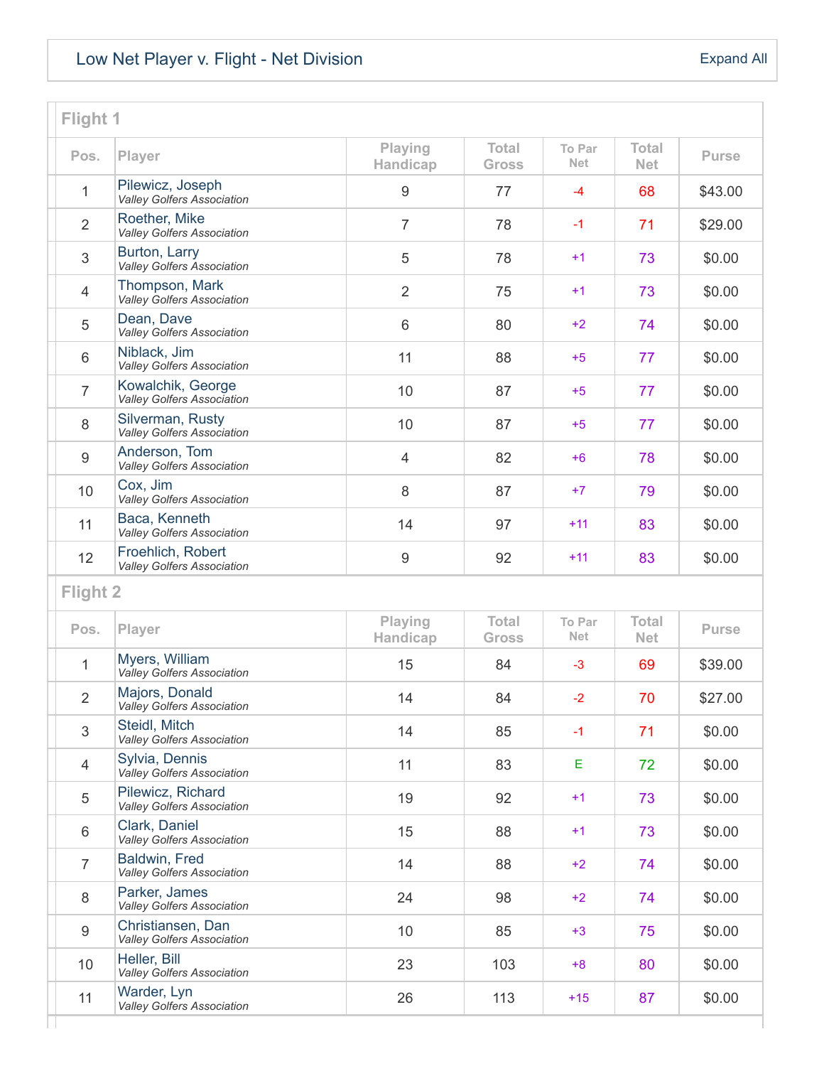## Low Net Player v. Flight - Net Division

Expand All

### Flight 1

| Pos. | Player | Playing Handicap | Total Gross | To Par Net | Total Net | Purse |
|---|---|---|---|---|---|---|
| 1 | Pilewicz, Joseph *Valley Golfers Association* | 9 | 77 | -4 | 68 | $43.00 |
| 2 | Roether, Mike *Valley Golfers Association* | 7 | 78 | -1 | 71 | $29.00 |
| 3 | Burton, Larry *Valley Golfers Association* | 5 | 78 | +1 | 73 | $0.00 |
| 4 | Thompson, Mark *Valley Golfers Association* | 2 | 75 | +1 | 73 | $0.00 |
| 5 | Dean, Dave *Valley Golfers Association* | 6 | 80 | +2 | 74 | $0.00 |
| 6 | Niblack, Jim *Valley Golfers Association* | 11 | 88 | +5 | 77 | $0.00 |
| 7 | Kowalchik, George *Valley Golfers Association* | 10 | 87 | +5 | 77 | $0.00 |
| 8 | Silverman, Rusty *Valley Golfers Association* | 10 | 87 | +5 | 77 | $0.00 |
| 9 | Anderson, Tom *Valley Golfers Association* | 4 | 82 | +6 | 78 | $0.00 |
| 10 | Cox, Jim *Valley Golfers Association* | 8 | 87 | +7 | 79 | $0.00 |
| 11 | Baca, Kenneth *Valley Golfers Association* | 14 | 97 | +11 | 83 | $0.00 |
| 12 | Froehlich, Robert *Valley Golfers Association* | 9 | 92 | +11 | 83 | $0.00 |

### Flight 2

| Pos. | Player | Playing Handicap | Total Gross | To Par Net | Total Net | Purse |
|---|---|---|---|---|---|---|
| 1 | Myers, William *Valley Golfers Association* | 15 | 84 | -3 | 69 | $39.00 |
| 2 | Majors, Donald *Valley Golfers Association* | 14 | 84 | -2 | 70 | $27.00 |
| 3 | Steidl, Mitch *Valley Golfers Association* | 14 | 85 | -1 | 71 | $0.00 |
| 4 | Sylvia, Dennis *Valley Golfers Association* | 11 | 83 | E | 72 | $0.00 |
| 5 | Pilewicz, Richard *Valley Golfers Association* | 19 | 92 | +1 | 73 | $0.00 |
| 6 | Clark, Daniel *Valley Golfers Association* | 15 | 88 | +1 | 73 | $0.00 |
| 7 | Baldwin, Fred *Valley Golfers Association* | 14 | 88 | +2 | 74 | $0.00 |
| 8 | Parker, James *Valley Golfers Association* | 24 | 98 | +2 | 74 | $0.00 |
| 9 | Christiansen, Dan *Valley Golfers Association* | 10 | 85 | +3 | 75 | $0.00 |
| 10 | Heller, Bill *Valley Golfers Association* | 23 | 103 | +8 | 80 | $0.00 |
| 11 | Warder, Lyn *Valley Golfers Association* | 26 | 113 | +15 | 87 | $0.00 |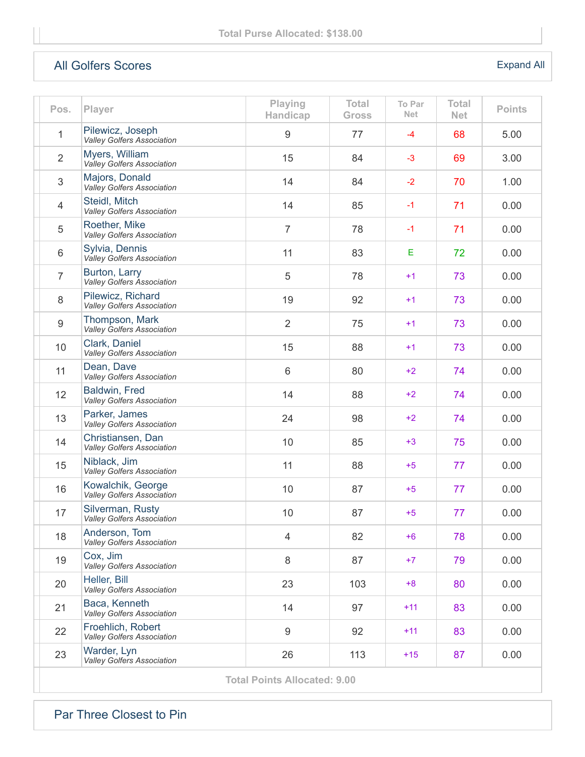Total Purse Allocated: $138.00

## All Golfers Scores

Expand All

| Pos. | Player | Playing Handicap | Total Gross | To Par Net | Total Net | Points |
|---|---|---|---|---|---|---|
| 1 | Pilewicz, Joseph<br>*Valley Golfers Association* | 9 | 77 | -4 | 68 | 5.00 |
| 2 | Myers, William<br>*Valley Golfers Association* | 15 | 84 | -3 | 69 | 3.00 |
| 3 | Majors, Donald<br>*Valley Golfers Association* | 14 | 84 | -2 | 70 | 1.00 |
| 4 | Steidl, Mitch<br>*Valley Golfers Association* | 14 | 85 | -1 | 71 | 0.00 |
| 5 | Roether, Mike<br>*Valley Golfers Association* | 7 | 78 | -1 | 71 | 0.00 |
| 6 | Sylvia, Dennis<br>*Valley Golfers Association* | 11 | 83 | E | 72 | 0.00 |
| 7 | Burton, Larry<br>*Valley Golfers Association* | 5 | 78 | +1 | 73 | 0.00 |
| 8 | Pilewicz, Richard<br>*Valley Golfers Association* | 19 | 92 | +1 | 73 | 0.00 |
| 9 | Thompson, Mark<br>*Valley Golfers Association* | 2 | 75 | +1 | 73 | 0.00 |
| 10 | Clark, Daniel<br>*Valley Golfers Association* | 15 | 88 | +1 | 73 | 0.00 |
| 11 | Dean, Dave<br>*Valley Golfers Association* | 6 | 80 | +2 | 74 | 0.00 |
| 12 | Baldwin, Fred<br>*Valley Golfers Association* | 14 | 88 | +2 | 74 | 0.00 |
| 13 | Parker, James<br>*Valley Golfers Association* | 24 | 98 | +2 | 74 | 0.00 |
| 14 | Christiansen, Dan<br>*Valley Golfers Association* | 10 | 85 | +3 | 75 | 0.00 |
| 15 | Niblack, Jim<br>*Valley Golfers Association* | 11 | 88 | +5 | 77 | 0.00 |
| 16 | Kowalchik, George<br>*Valley Golfers Association* | 10 | 87 | +5 | 77 | 0.00 |
| 17 | Silverman, Rusty<br>*Valley Golfers Association* | 10 | 87 | +5 | 77 | 0.00 |
| 18 | Anderson, Tom<br>*Valley Golfers Association* | 4 | 82 | +6 | 78 | 0.00 |
| 19 | Cox, Jim<br>*Valley Golfers Association* | 8 | 87 | +7 | 79 | 0.00 |
| 20 | Heller, Bill<br>*Valley Golfers Association* | 23 | 103 | +8 | 80 | 0.00 |
| 21 | Baca, Kenneth<br>*Valley Golfers Association* | 14 | 97 | +11 | 83 | 0.00 |
| 22 | Froehlich, Robert<br>*Valley Golfers Association* | 9 | 92 | +11 | 83 | 0.00 |
| 23 | Warder, Lyn<br>*Valley Golfers Association* | 26 | 113 | +15 | 87 | 0.00 |

Total Points Allocated: 9.00

## Par Three Closest to Pin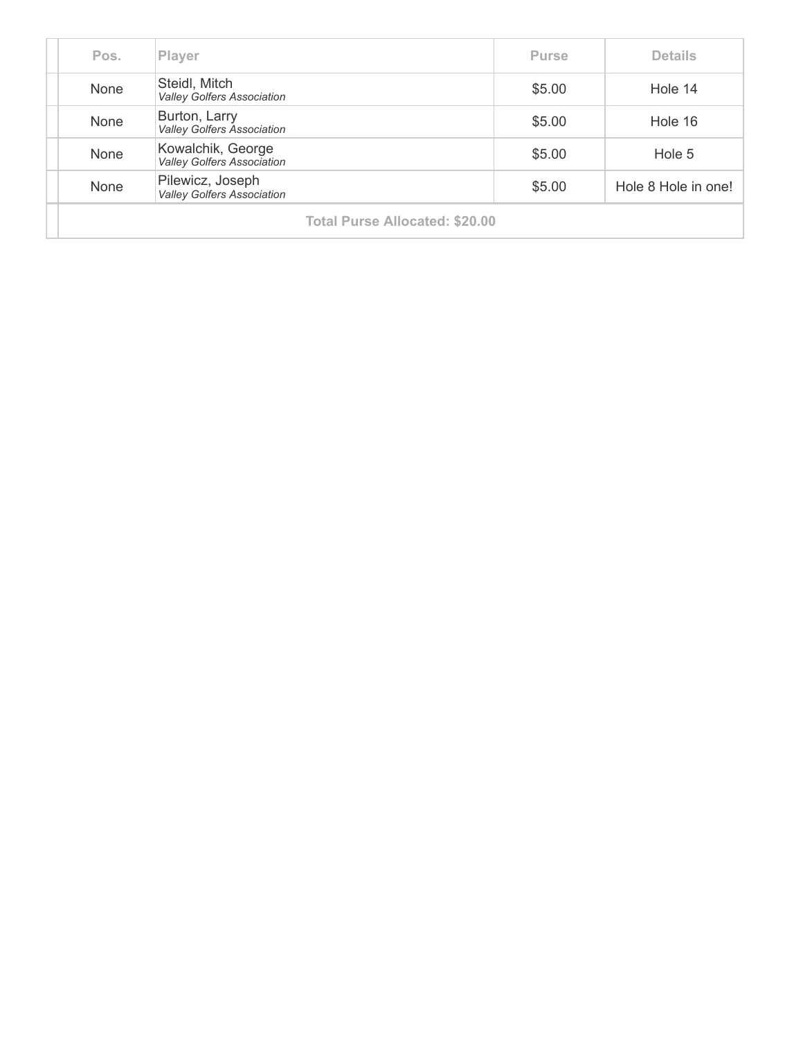| Pos. | Player | Purse | Details |
|---|---|---|---|
| None | Steidl, Mitch *Valley Golfers Association* | $5.00 | Hole 14 |
| None | Burton, Larry *Valley Golfers Association* | $5.00 | Hole 16 |
| None | Kowalchik, George *Valley Golfers Association* | $5.00 | Hole 5 |
| None | Pilewicz, Joseph *Valley Golfers Association* | $5.00 | Hole 8 Hole in one! |
| Total Purse Allocated: $20.00 | | | |